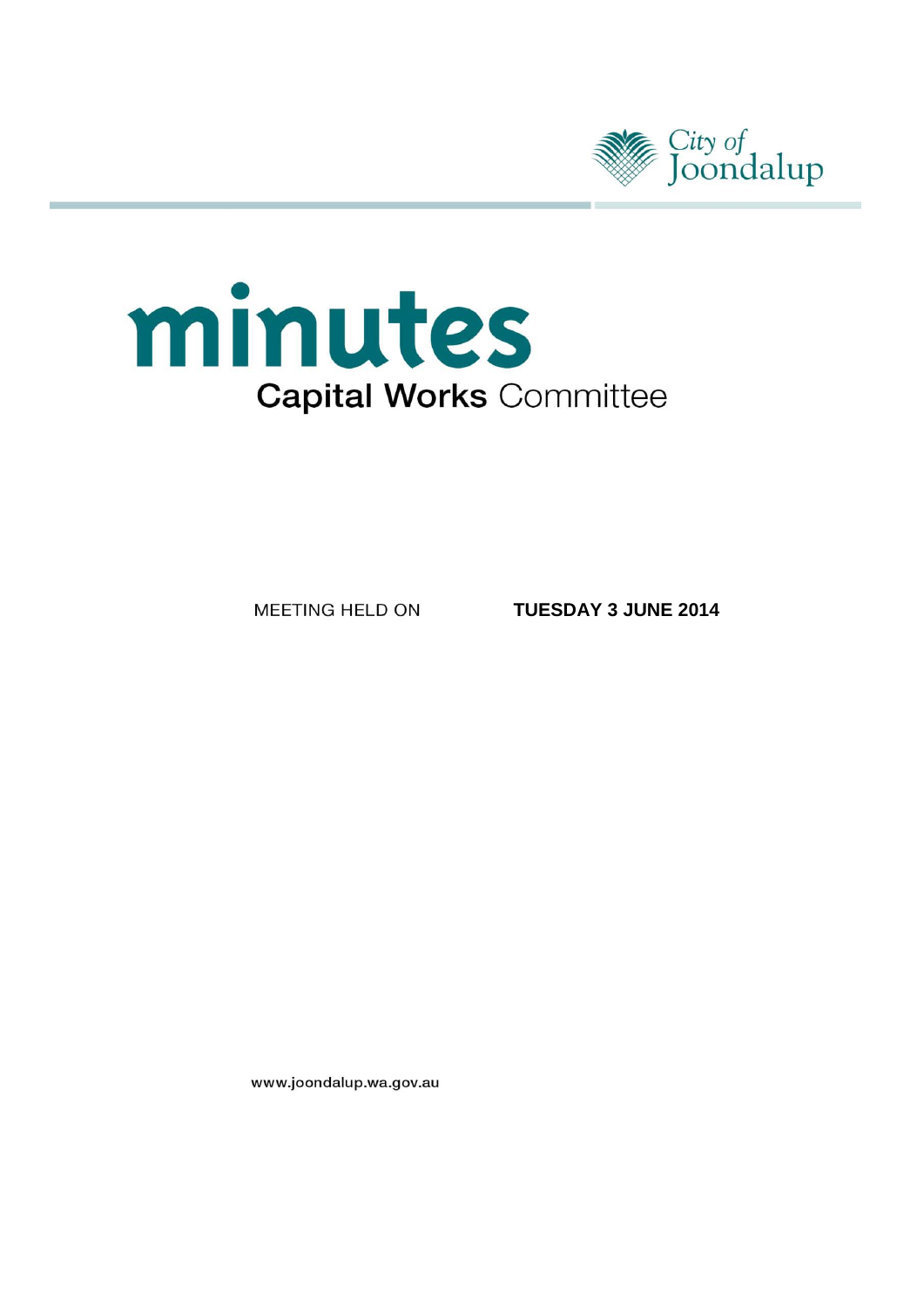City of Joondalup

# minutes

## Capital Works Committee

MEETING HELD ON **TUESDAY 3 JUNE 2014**

www.joondalup.wa.gov.au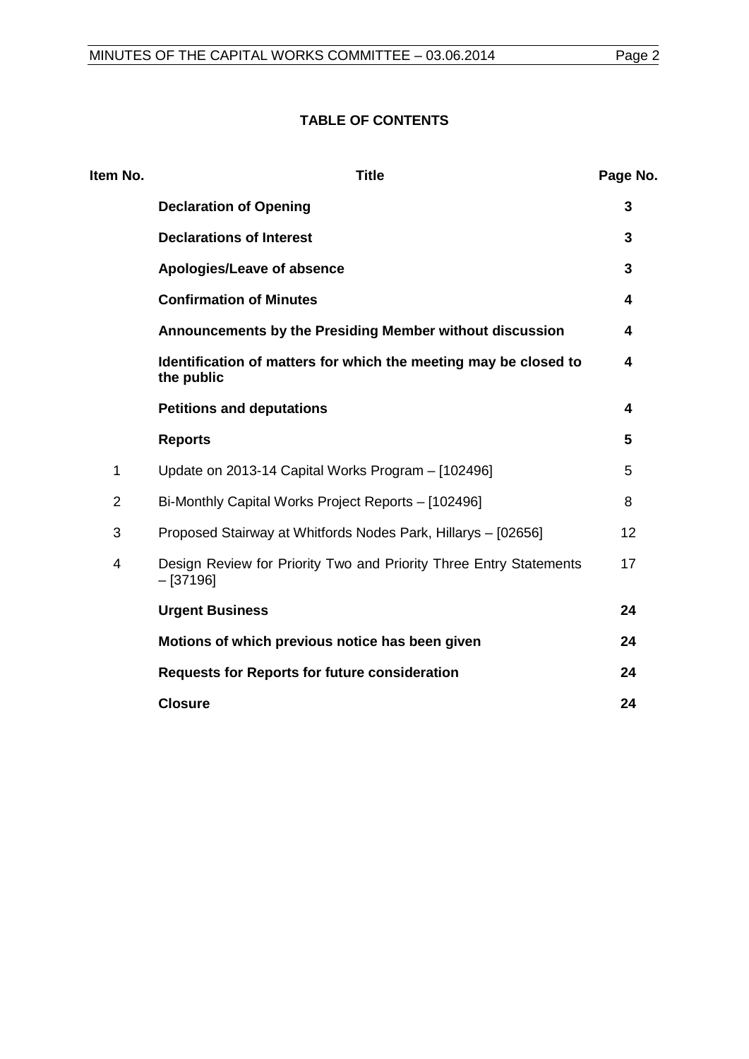# TABLE OF CONTENTS

| Item No. | Title | Page No. |
|---|---|---|
| | **Declaration of Opening** | **3** |
| | **Declarations of Interest** | **3** |
| | **Apologies/Leave of absence** | **3** |
| | **Confirmation of Minutes** | **4** |
| | **Announcements by the Presiding Member without discussion** | **4** |
| | **Identification of matters for which the meeting may be closed to the public** | **4** |
| | **Petitions and deputations** | **4** |
| | **Reports** | **5** |
| 1 | Update on 2013-14 Capital Works Program – [102496] | 5 |
| 2 | Bi-Monthly Capital Works Project Reports – [102496] | 8 |
| 3 | Proposed Stairway at Whitfords Nodes Park, Hillarys – [02656] | 12 |
| 4 | Design Review for Priority Two and Priority Three Entry Statements – [37196] | 17 |
| | **Urgent Business** | **24** |
| | **Motions of which previous notice has been given** | **24** |
| | **Requests for Reports for future consideration** | **24** |
| | **Closure** | **24** |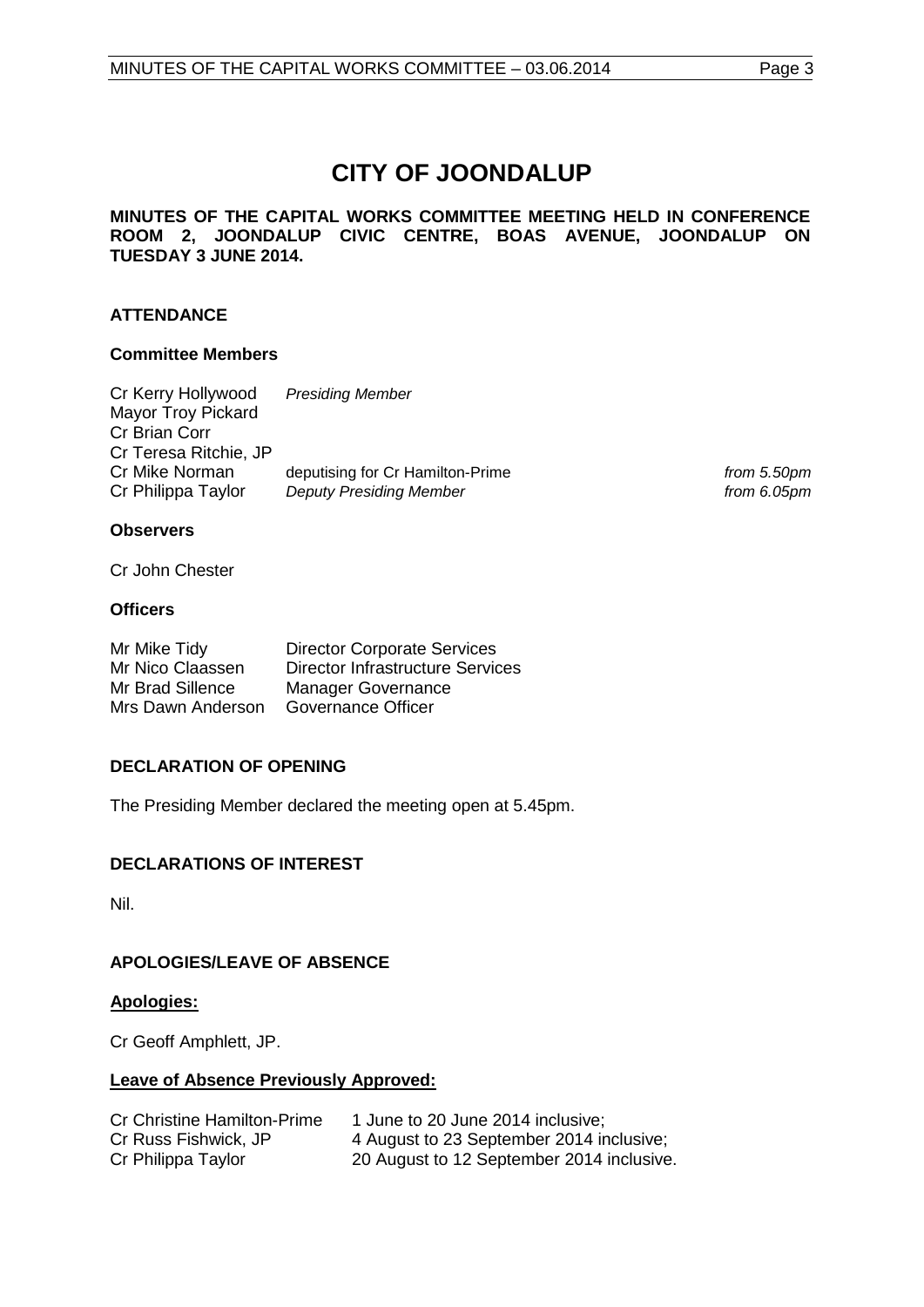# CITY OF JOONDALUP

**MINUTES OF THE CAPITAL WORKS COMMITTEE MEETING HELD IN CONFERENCE ROOM 2, JOONDALUP CIVIC CENTRE, BOAS AVENUE, JOONDALUP ON TUESDAY 3 JUNE 2014.**

## ATTENDANCE

### Committee Members

| | | |
|---|---|---|
| Cr Kerry Hollywood | *Presiding Member* | |
| Mayor Troy Pickard | | |
| Cr Brian Corr | | |
| Cr Teresa Ritchie, JP | | |
| Cr Mike Norman | deputising for Cr Hamilton-Prime | *from 5.50pm* |
| Cr Philippa Taylor | *Deputy Presiding Member* | *from 6.05pm* |

### Observers

Cr John Chester

### Officers

| | |
|---|---|
| Mr Mike Tidy | Director Corporate Services |
| Mr Nico Claassen | Director Infrastructure Services |
| Mr Brad Sillence | Manager Governance |
| Mrs Dawn Anderson | Governance Officer |

## DECLARATION OF OPENING

The Presiding Member declared the meeting open at 5.45pm.

## DECLARATIONS OF INTEREST

Nil.

## APOLOGIES/LEAVE OF ABSENCE

**Apologies:**

Cr Geoff Amphlett, JP.

**Leave of Absence Previously Approved:**

| | |
|---|---|
| Cr Christine Hamilton-Prime | 1 June to 20 June 2014 inclusive; |
| Cr Russ Fishwick, JP | 4 August to 23 September 2014 inclusive; |
| Cr Philippa Taylor | 20 August to 12 September 2014 inclusive. |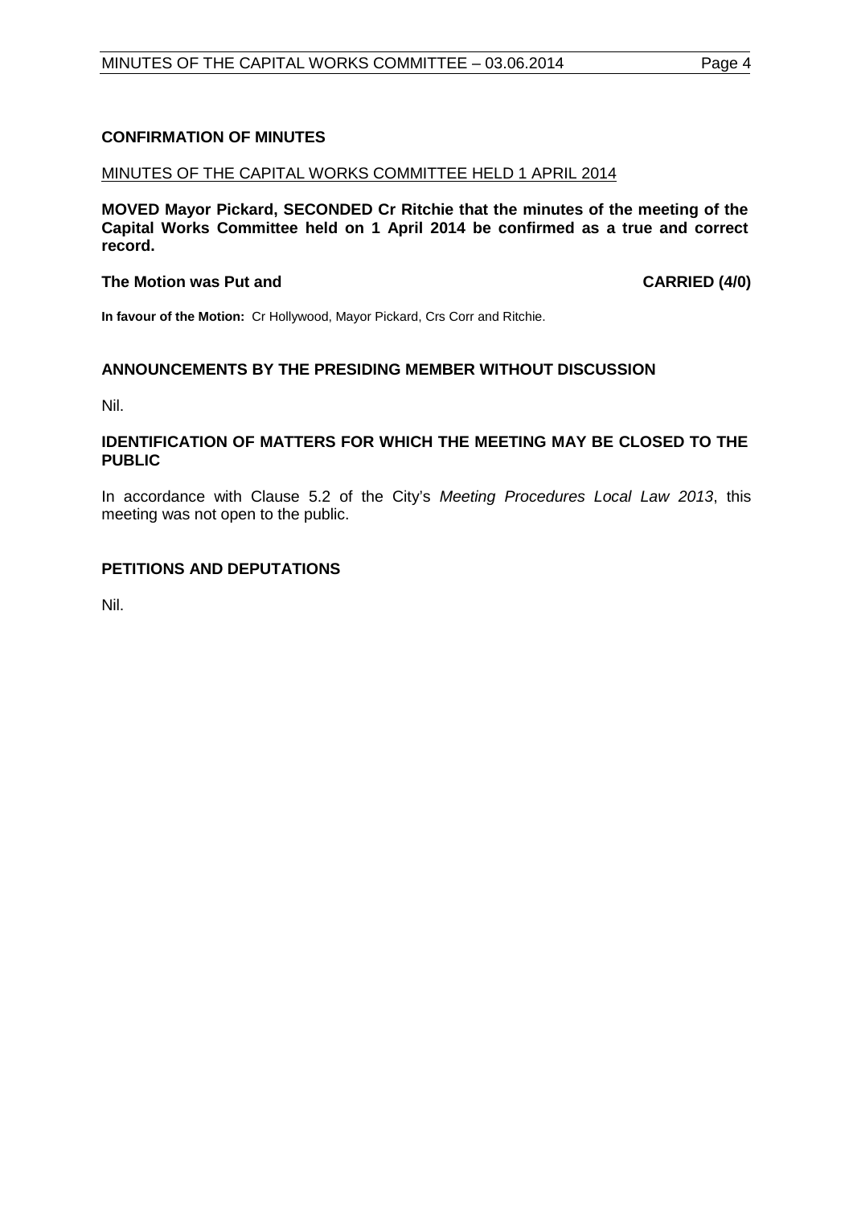## CONFIRMATION OF MINUTES

<u>MINUTES OF THE CAPITAL WORKS COMMITTEE HELD 1 APRIL 2014</u>

**MOVED Mayor Pickard, SECONDED Cr Ritchie that the minutes of the meeting of the Capital Works Committee held on 1 April 2014 be confirmed as a true and correct record.**

**The Motion was Put and CARRIED (4/0)**

**In favour of the Motion:** Cr Hollywood, Mayor Pickard, Crs Corr and Ritchie.

## ANNOUNCEMENTS BY THE PRESIDING MEMBER WITHOUT DISCUSSION

Nil.

## IDENTIFICATION OF MATTERS FOR WHICH THE MEETING MAY BE CLOSED TO THE PUBLIC

In accordance with Clause 5.2 of the City's *Meeting Procedures Local Law 2013*, this meeting was not open to the public.

## PETITIONS AND DEPUTATIONS

Nil.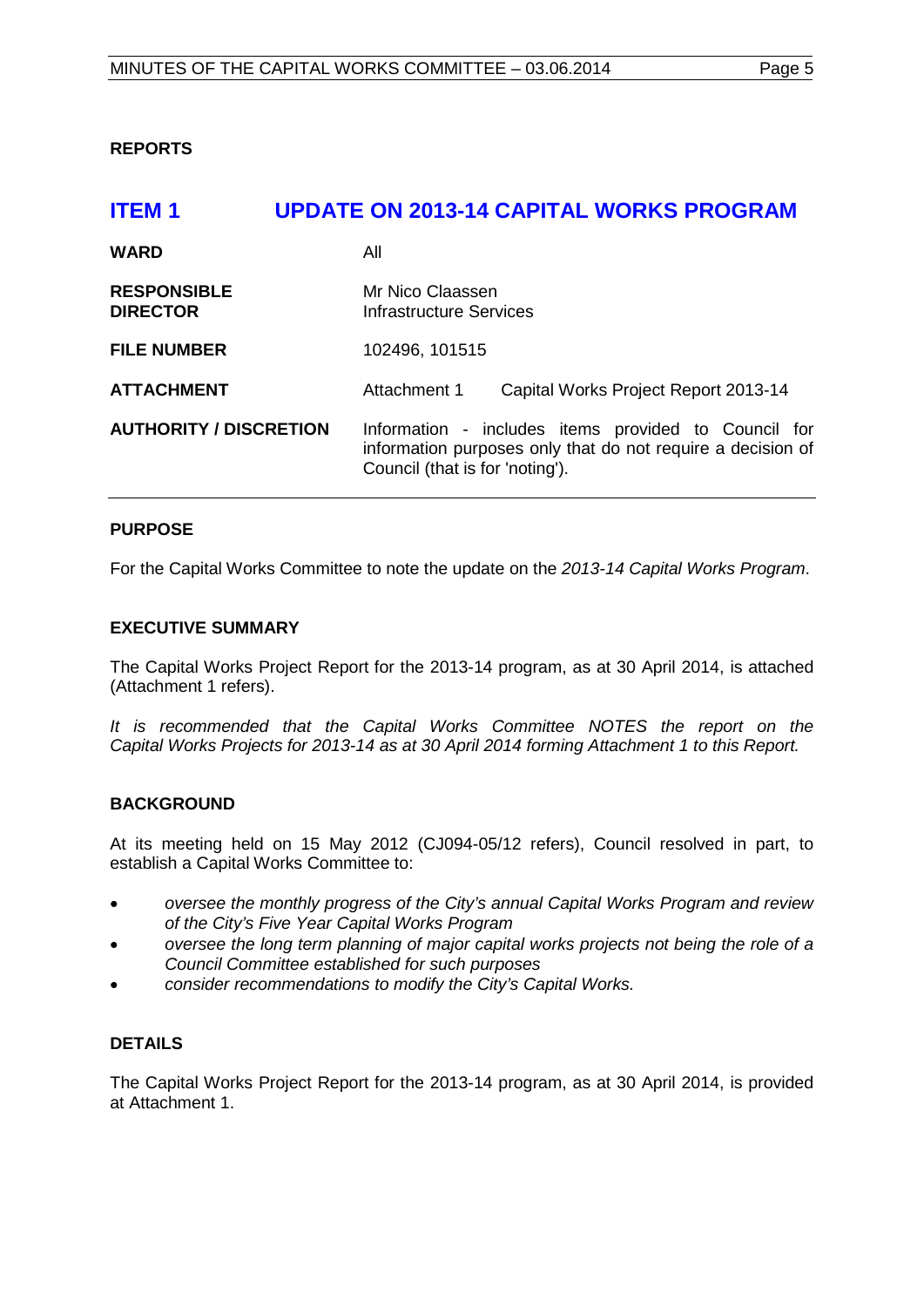## REPORTS

# ITEM 1 UPDATE ON 2013-14 CAPITAL WORKS PROGRAM

| | |
|---|---|
| **WARD** | All |
| **RESPONSIBLE DIRECTOR** | Mr Nico Claassen<br>Infrastructure Services |
| **FILE NUMBER** | 102496, 101515 |
| **ATTACHMENT** | Attachment 1 Capital Works Project Report 2013-14 |
| **AUTHORITY / DISCRETION** | Information - includes items provided to Council for information purposes only that do not require a decision of Council (that is for 'noting'). |

### PURPOSE

For the Capital Works Committee to note the update on the *2013-14 Capital Works Program*.

### EXECUTIVE SUMMARY

The Capital Works Project Report for the 2013-14 program, as at 30 April 2014, is attached (Attachment 1 refers).

*It is recommended that the Capital Works Committee NOTES the report on the Capital Works Projects for 2013-14 as at 30 April 2014 forming Attachment 1 to this Report.*

### BACKGROUND

At its meeting held on 15 May 2012 (CJ094-05/12 refers), Council resolved in part, to establish a Capital Works Committee to:

- *oversee the monthly progress of the City's annual Capital Works Program and review of the City's Five Year Capital Works Program*
- *oversee the long term planning of major capital works projects not being the role of a Council Committee established for such purposes*
- *consider recommendations to modify the City's Capital Works.*

### DETAILS

The Capital Works Project Report for the 2013-14 program, as at 30 April 2014, is provided at Attachment 1.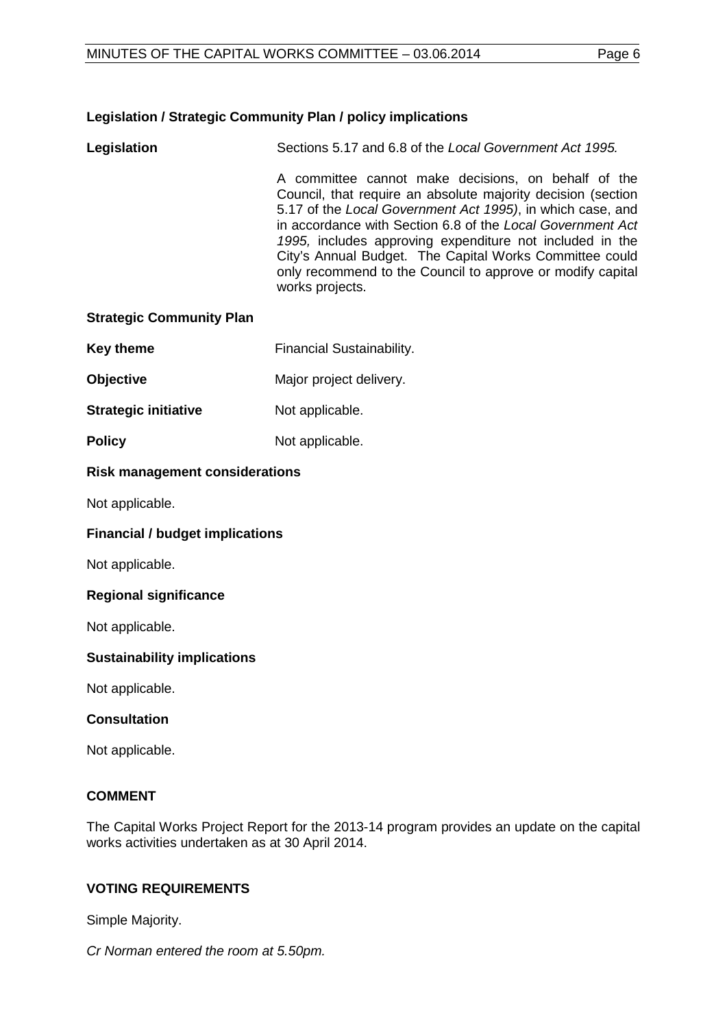**Legislation / Strategic Community Plan / policy implications**

**Legislation** Sections 5.17 and 6.8 of the *Local Government Act 1995.*

A committee cannot make decisions, on behalf of the Council, that require an absolute majority decision (section 5.17 of the *Local Government Act 1995)*, in which case, and in accordance with Section 6.8 of the *Local Government Act 1995,* includes approving expenditure not included in the City's Annual Budget. The Capital Works Committee could only recommend to the Council to approve or modify capital works projects.

**Strategic Community Plan**

**Key theme** Financial Sustainability.

**Objective** Major project delivery.

**Strategic initiative** Not applicable.

**Policy** Not applicable.

**Risk management considerations**

Not applicable.

**Financial / budget implications**

Not applicable.

**Regional significance**

Not applicable.

**Sustainability implications**

Not applicable.

**Consultation**

Not applicable.

**COMMENT**

The Capital Works Project Report for the 2013-14 program provides an update on the capital works activities undertaken as at 30 April 2014.

**VOTING REQUIREMENTS**

Simple Majority.

*Cr Norman entered the room at 5.50pm.*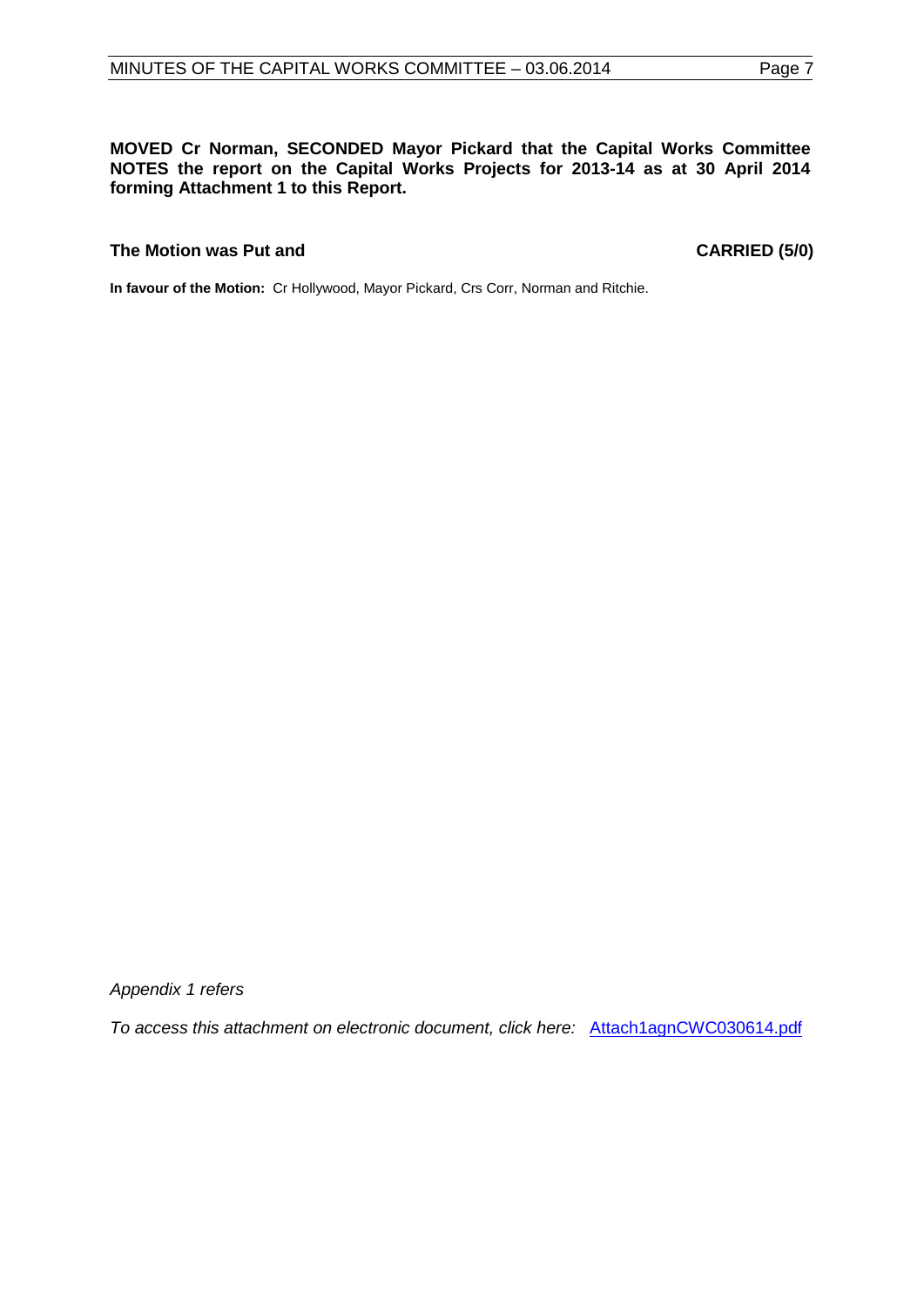**MOVED Cr Norman, SECONDED Mayor Pickard that the Capital Works Committee NOTES the report on the Capital Works Projects for 2013-14 as at 30 April 2014 forming Attachment 1 to this Report.**

**The Motion was Put and CARRIED (5/0)**

**In favour of the Motion:** Cr Hollywood, Mayor Pickard, Crs Corr, Norman and Ritchie.

*Appendix 1 refers*

*To access this attachment on electronic document, click here:* Attach1agnCWC030614.pdf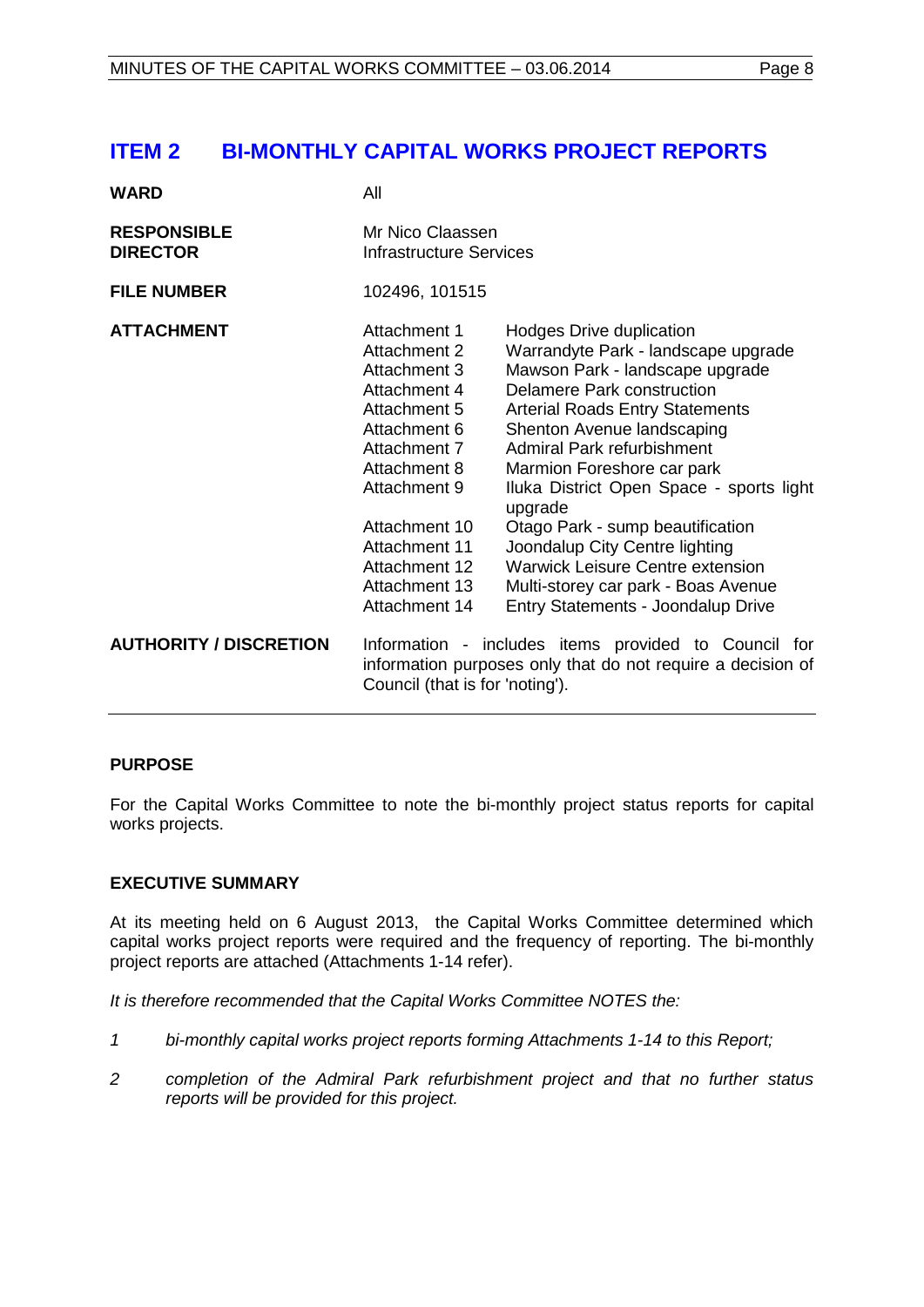## ITEM 2 BI-MONTHLY CAPITAL WORKS PROJECT REPORTS

| | |
|---|---|
| **WARD** | All |
| **RESPONSIBLE DIRECTOR** | Mr Nico Claassen<br>Infrastructure Services |
| **FILE NUMBER** | 102496, 101515 |
| **ATTACHMENT** | Attachment 1 Hodges Drive duplication<br>Attachment 2 Warrandyte Park - landscape upgrade<br>Attachment 3 Mawson Park - landscape upgrade<br>Attachment 4 Delamere Park construction<br>Attachment 5 Arterial Roads Entry Statements<br>Attachment 6 Shenton Avenue landscaping<br>Attachment 7 Admiral Park refurbishment<br>Attachment 8 Marmion Foreshore car park<br>Attachment 9 Iluka District Open Space - sports light upgrade<br>Attachment 10 Otago Park - sump beautification<br>Attachment 11 Joondalup City Centre lighting<br>Attachment 12 Warwick Leisure Centre extension<br>Attachment 13 Multi-storey car park - Boas Avenue<br>Attachment 14 Entry Statements - Joondalup Drive |
| **AUTHORITY / DISCRETION** | Information - includes items provided to Council for information purposes only that do not require a decision of Council (that is for 'noting'). |

### PURPOSE

For the Capital Works Committee to note the bi-monthly project status reports for capital works projects.

### EXECUTIVE SUMMARY

At its meeting held on 6 August 2013, the Capital Works Committee determined which capital works project reports were required and the frequency of reporting. The bi-monthly project reports are attached (Attachments 1-14 refer).

*It is therefore recommended that the Capital Works Committee NOTES the:*

1. *bi-monthly capital works project reports forming Attachments 1-14 to this Report;*
2. *completion of the Admiral Park refurbishment project and that no further status reports will be provided for this project.*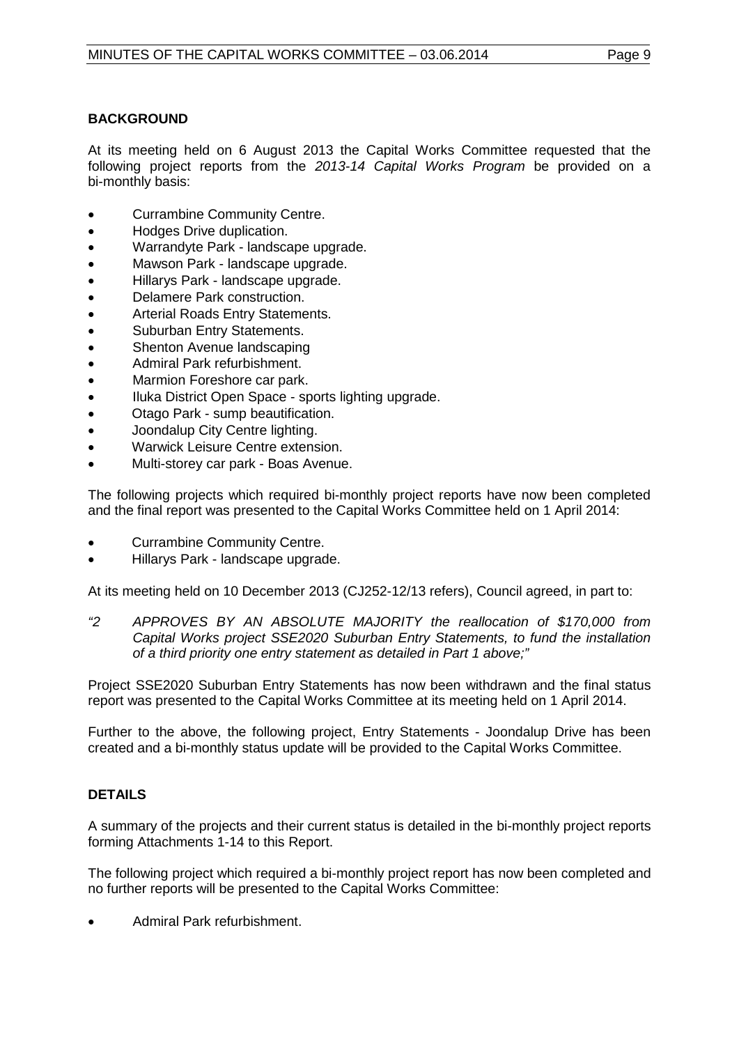## BACKGROUND

At its meeting held on 6 August 2013 the Capital Works Committee requested that the following project reports from the *2013-14 Capital Works Program* be provided on a bi-monthly basis:

- Currambine Community Centre.
- Hodges Drive duplication.
- Warrandyte Park - landscape upgrade.
- Mawson Park - landscape upgrade.
- Hillarys Park - landscape upgrade.
- Delamere Park construction.
- Arterial Roads Entry Statements.
- Suburban Entry Statements.
- Shenton Avenue landscaping
- Admiral Park refurbishment.
- Marmion Foreshore car park.
- Iluka District Open Space - sports lighting upgrade.
- Otago Park - sump beautification.
- Joondalup City Centre lighting.
- Warwick Leisure Centre extension.
- Multi-storey car park - Boas Avenue.

The following projects which required bi-monthly project reports have now been completed and the final report was presented to the Capital Works Committee held on 1 April 2014:

- Currambine Community Centre.
- Hillarys Park - landscape upgrade.

At its meeting held on 10 December 2013 (CJ252-12/13 refers), Council agreed, in part to:

*"2 APPROVES BY AN ABSOLUTE MAJORITY the reallocation of $170,000 from Capital Works project SSE2020 Suburban Entry Statements, to fund the installation of a third priority one entry statement as detailed in Part 1 above;"*

Project SSE2020 Suburban Entry Statements has now been withdrawn and the final status report was presented to the Capital Works Committee at its meeting held on 1 April 2014.

Further to the above, the following project, Entry Statements - Joondalup Drive has been created and a bi-monthly status update will be provided to the Capital Works Committee.

## DETAILS

A summary of the projects and their current status is detailed in the bi-monthly project reports forming Attachments 1-14 to this Report.

The following project which required a bi-monthly project report has now been completed and no further reports will be presented to the Capital Works Committee:

- Admiral Park refurbishment.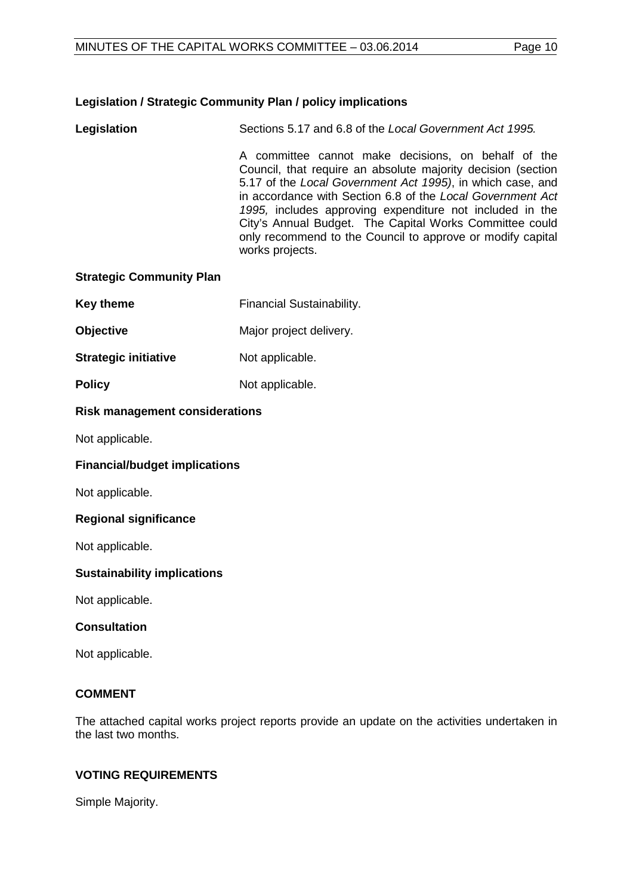### Legislation / Strategic Community Plan / policy implications

**Legislation** Sections 5.17 and 6.8 of the *Local Government Act 1995.*

A committee cannot make decisions, on behalf of the Council, that require an absolute majority decision (section 5.17 of the *Local Government Act 1995)*, in which case, and in accordance with Section 6.8 of the *Local Government Act 1995,* includes approving expenditure not included in the City's Annual Budget. The Capital Works Committee could only recommend to the Council to approve or modify capital works projects.

### Strategic Community Plan

**Key theme** Financial Sustainability.

**Objective** Major project delivery.

**Strategic initiative** Not applicable.

**Policy** Not applicable.

### Risk management considerations

Not applicable.

### Financial/budget implications

Not applicable.

### Regional significance

Not applicable.

### Sustainability implications

Not applicable.

### Consultation

Not applicable.

## COMMENT

The attached capital works project reports provide an update on the activities undertaken in the last two months.

## VOTING REQUIREMENTS

Simple Majority.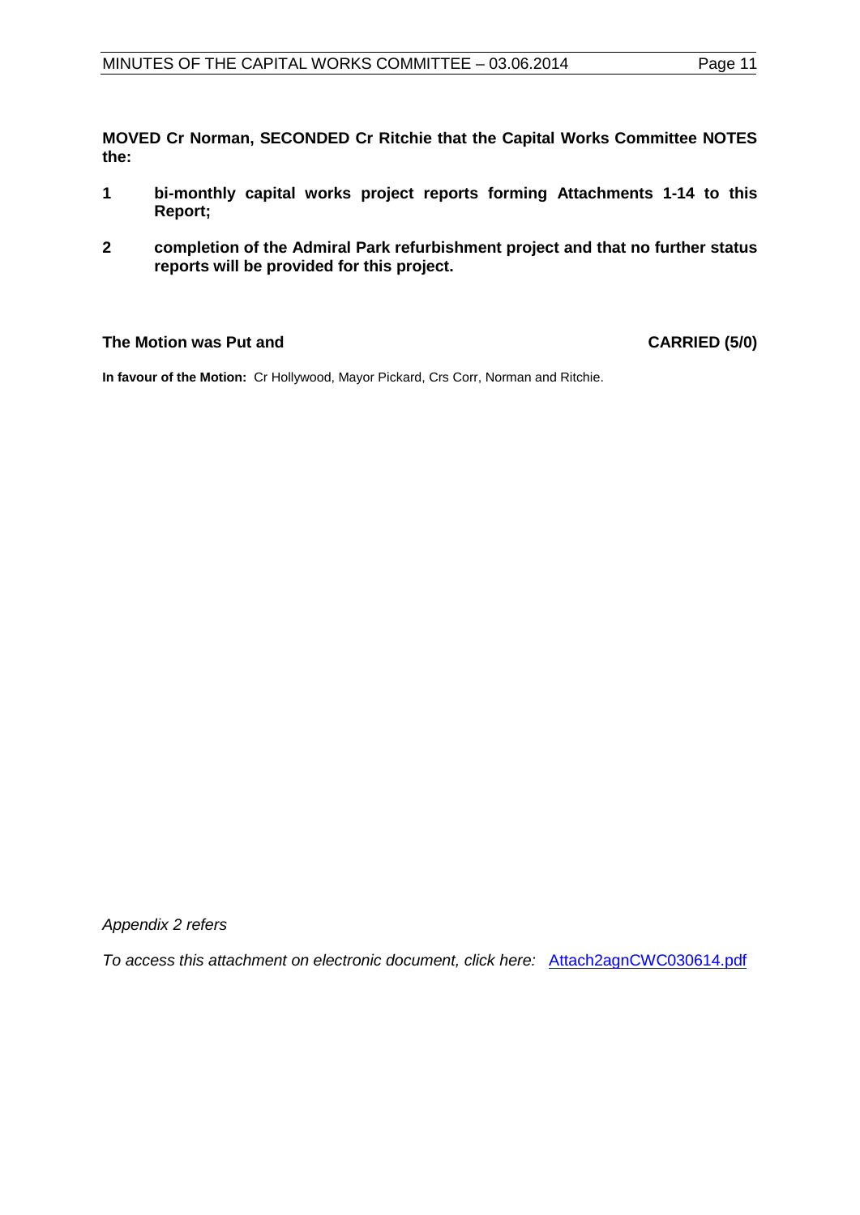**MOVED Cr Norman, SECONDED Cr Ritchie that the Capital Works Committee NOTES the:**

**1 bi-monthly capital works project reports forming Attachments 1-14 to this Report;**

**2 completion of the Admiral Park refurbishment project and that no further status reports will be provided for this project.**

**The Motion was Put and CARRIED (5/0)**

**In favour of the Motion:** Cr Hollywood, Mayor Pickard, Crs Corr, Norman and Ritchie.

*Appendix 2 refers*

*To access this attachment on electronic document, click here:* Attach2agnCWC030614.pdf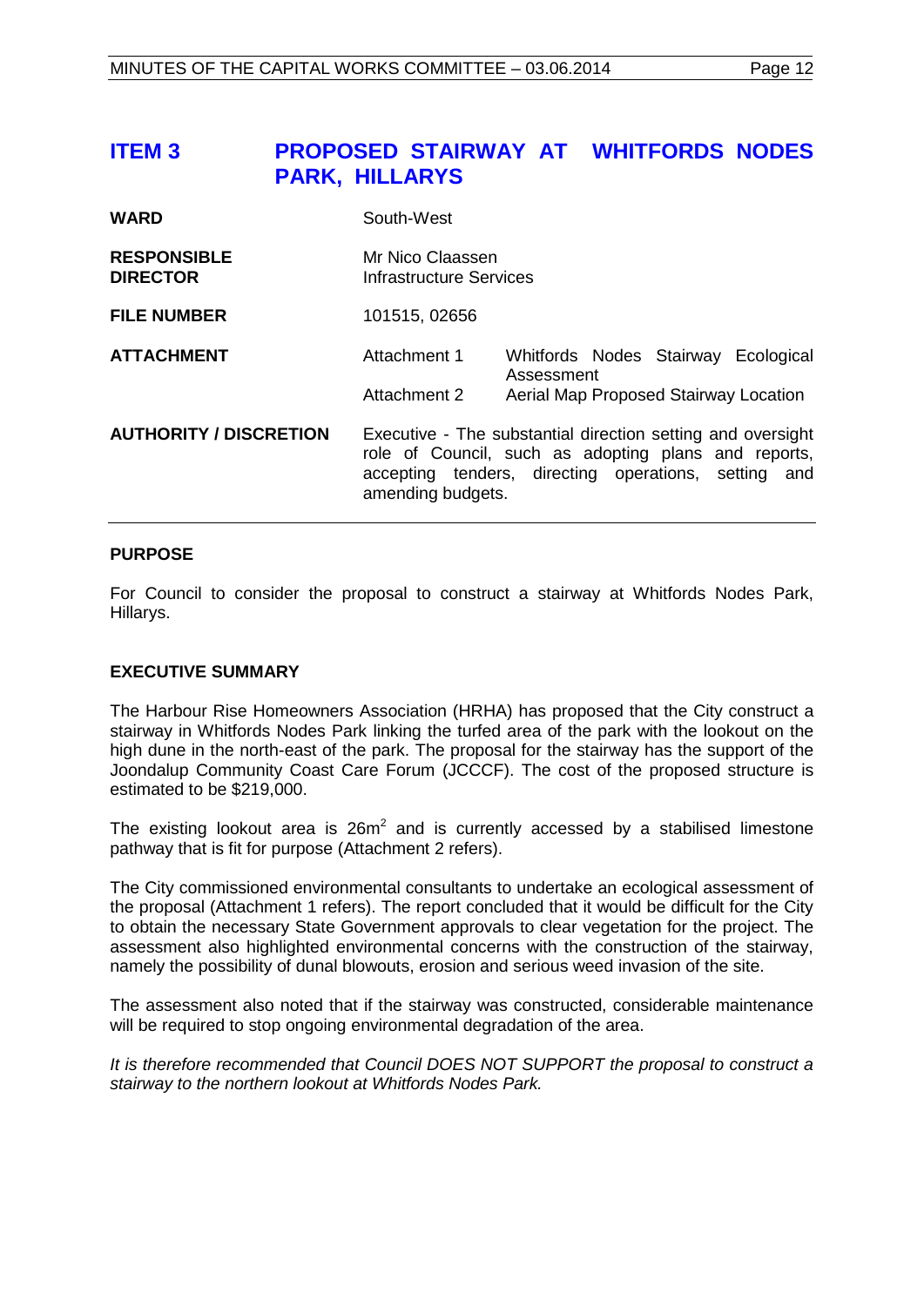# ITEM 3 PROPOSED STAIRWAY AT WHITFORDS NODES PARK, HILLARYS

| | | |
|---|---|---|
| **WARD** | South-West | |
| **RESPONSIBLE DIRECTOR** | Mr Nico Claassen<br>Infrastructure Services | |
| **FILE NUMBER** | 101515, 02656 | |
| **ATTACHMENT** | Attachment 1 | Whitfords Nodes Stairway Ecological Assessment |
| | Attachment 2 | Aerial Map Proposed Stairway Location |
| **AUTHORITY / DISCRETION** | Executive - The substantial direction setting and oversight role of Council, such as adopting plans and reports, accepting tenders, directing operations, setting and amending budgets. | |

### PURPOSE

For Council to consider the proposal to construct a stairway at Whitfords Nodes Park, Hillarys.

### EXECUTIVE SUMMARY

The Harbour Rise Homeowners Association (HRHA) has proposed that the City construct a stairway in Whitfords Nodes Park linking the turfed area of the park with the lookout on the high dune in the north-east of the park. The proposal for the stairway has the support of the Joondalup Community Coast Care Forum (JCCCF). The cost of the proposed structure is estimated to be $219,000.

The existing lookout area is $26m^2$ and is currently accessed by a stabilised limestone pathway that is fit for purpose (Attachment 2 refers).

The City commissioned environmental consultants to undertake an ecological assessment of the proposal (Attachment 1 refers). The report concluded that it would be difficult for the City to obtain the necessary State Government approvals to clear vegetation for the project. The assessment also highlighted environmental concerns with the construction of the stairway, namely the possibility of dunal blowouts, erosion and serious weed invasion of the site.

The assessment also noted that if the stairway was constructed, considerable maintenance will be required to stop ongoing environmental degradation of the area.

*It is therefore recommended that Council DOES NOT SUPPORT the proposal to construct a stairway to the northern lookout at Whitfords Nodes Park.*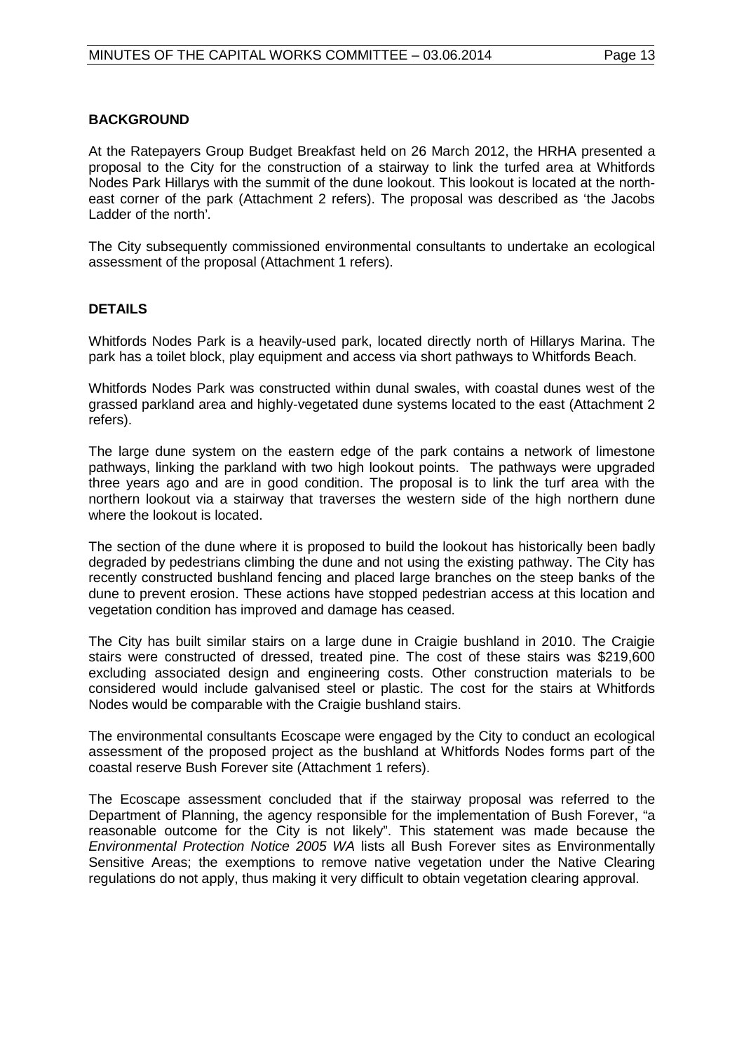## BACKGROUND

At the Ratepayers Group Budget Breakfast held on 26 March 2012, the HRHA presented a proposal to the City for the construction of a stairway to link the turfed area at Whitfords Nodes Park Hillarys with the summit of the dune lookout. This lookout is located at the north-east corner of the park (Attachment 2 refers). The proposal was described as 'the Jacobs Ladder of the north'.

The City subsequently commissioned environmental consultants to undertake an ecological assessment of the proposal (Attachment 1 refers).

## DETAILS

Whitfords Nodes Park is a heavily-used park, located directly north of Hillarys Marina. The park has a toilet block, play equipment and access via short pathways to Whitfords Beach.

Whitfords Nodes Park was constructed within dunal swales, with coastal dunes west of the grassed parkland area and highly-vegetated dune systems located to the east (Attachment 2 refers).

The large dune system on the eastern edge of the park contains a network of limestone pathways, linking the parkland with two high lookout points. The pathways were upgraded three years ago and are in good condition. The proposal is to link the turf area with the northern lookout via a stairway that traverses the western side of the high northern dune where the lookout is located.

The section of the dune where it is proposed to build the lookout has historically been badly degraded by pedestrians climbing the dune and not using the existing pathway. The City has recently constructed bushland fencing and placed large branches on the steep banks of the dune to prevent erosion. These actions have stopped pedestrian access at this location and vegetation condition has improved and damage has ceased.

The City has built similar stairs on a large dune in Craigie bushland in 2010. The Craigie stairs were constructed of dressed, treated pine. The cost of these stairs was $219,600 excluding associated design and engineering costs. Other construction materials to be considered would include galvanised steel or plastic. The cost for the stairs at Whitfords Nodes would be comparable with the Craigie bushland stairs.

The environmental consultants Ecoscape were engaged by the City to conduct an ecological assessment of the proposed project as the bushland at Whitfords Nodes forms part of the coastal reserve Bush Forever site (Attachment 1 refers).

The Ecoscape assessment concluded that if the stairway proposal was referred to the Department of Planning, the agency responsible for the implementation of Bush Forever, "a reasonable outcome for the City is not likely". This statement was made because the *Environmental Protection Notice 2005 WA* lists all Bush Forever sites as Environmentally Sensitive Areas; the exemptions to remove native vegetation under the Native Clearing regulations do not apply, thus making it very difficult to obtain vegetation clearing approval.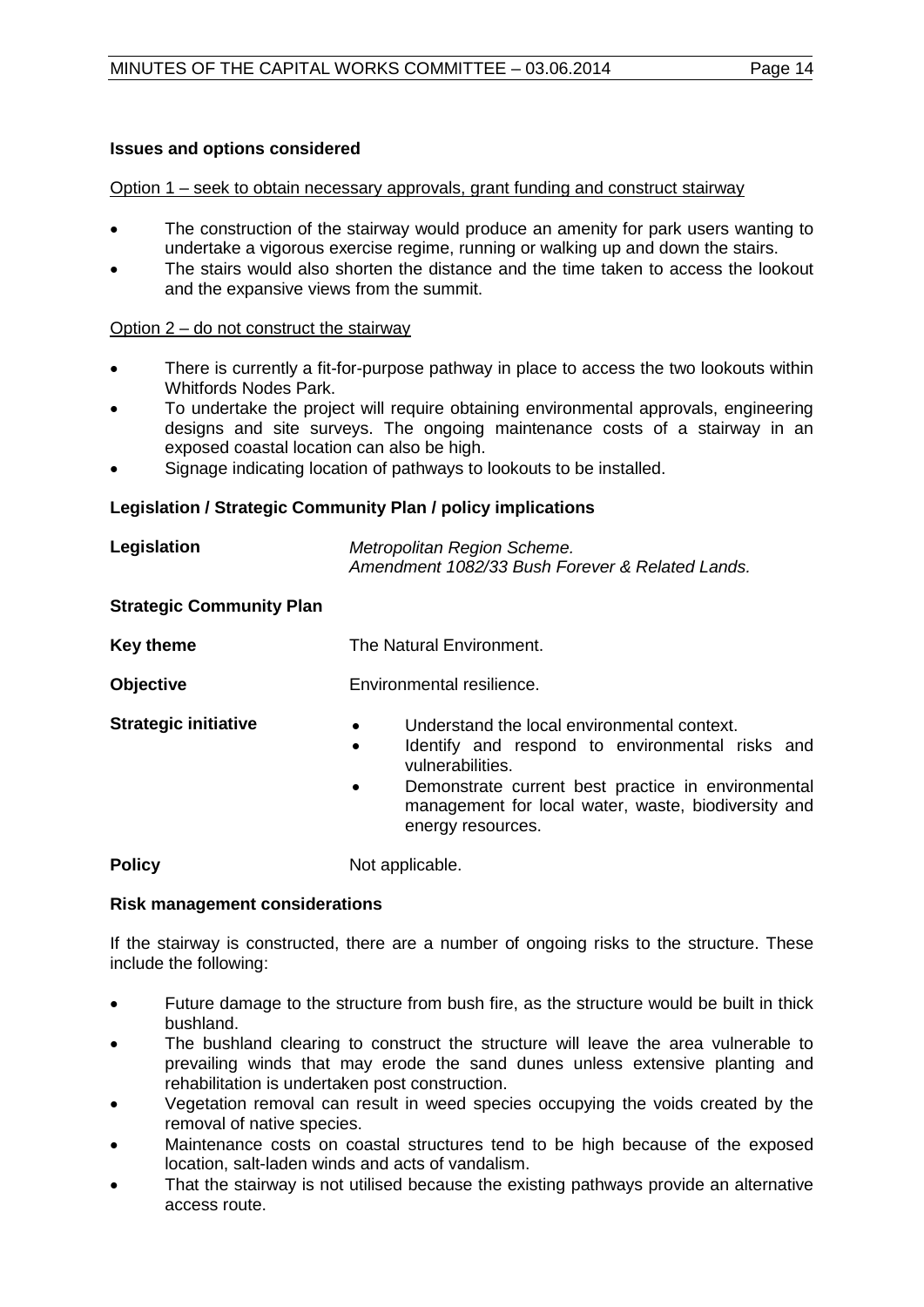**Issues and options considered**

Option 1 – seek to obtain necessary approvals, grant funding and construct stairway

- The construction of the stairway would produce an amenity for park users wanting to undertake a vigorous exercise regime, running or walking up and down the stairs.
- The stairs would also shorten the distance and the time taken to access the lookout and the expansive views from the summit.

Option 2 – do not construct the stairway

- There is currently a fit-for-purpose pathway in place to access the two lookouts within Whitfords Nodes Park.
- To undertake the project will require obtaining environmental approvals, engineering designs and site surveys. The ongoing maintenance costs of a stairway in an exposed coastal location can also be high.
- Signage indicating location of pathways to lookouts to be installed.

**Legislation / Strategic Community Plan / policy implications**

| | |
|---|---|
| **Legislation** | *Metropolitan Region Scheme.*<br>*Amendment 1082/33 Bush Forever & Related Lands.* |
| **Strategic Community Plan** | |
| **Key theme** | The Natural Environment. |
| **Objective** | Environmental resilience. |
| **Strategic initiative** | • Understand the local environmental context.<br>• Identify and respond to environmental risks and vulnerabilities.<br>• Demonstrate current best practice in environmental management for local water, waste, biodiversity and energy resources. |
| **Policy** | Not applicable. |

**Risk management considerations**

If the stairway is constructed, there are a number of ongoing risks to the structure. These include the following:

- Future damage to the structure from bush fire, as the structure would be built in thick bushland.
- The bushland clearing to construct the structure will leave the area vulnerable to prevailing winds that may erode the sand dunes unless extensive planting and rehabilitation is undertaken post construction.
- Vegetation removal can result in weed species occupying the voids created by the removal of native species.
- Maintenance costs on coastal structures tend to be high because of the exposed location, salt-laden winds and acts of vandalism.
- That the stairway is not utilised because the existing pathways provide an alternative access route.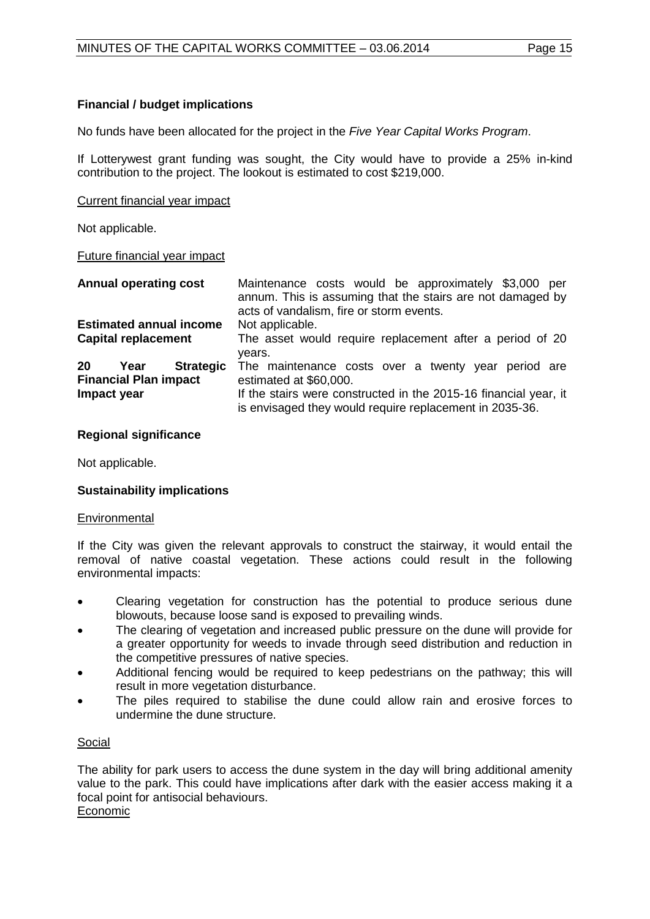**Financial / budget implications**

No funds have been allocated for the project in the *Five Year Capital Works Program*.

If Lotterywest grant funding was sought, the City would have to provide a 25% in-kind contribution to the project. The lookout is estimated to cost $219,000.

Current financial year impact

Not applicable.

Future financial year impact

| | |
|---|---|
| **Annual operating cost** | Maintenance costs would be approximately $3,000 per annum. This is assuming that the stairs are not damaged by acts of vandalism, fire or storm events. |
| **Estimated annual income** | Not applicable. |
| **Capital replacement** | The asset would require replacement after a period of 20 years. |
| **20 Year Strategic Financial Plan impact** | The maintenance costs over a twenty year period are estimated at $60,000. |
| **Impact year** | If the stairs were constructed in the 2015-16 financial year, it is envisaged they would require replacement in 2035-36. |

**Regional significance**

Not applicable.

**Sustainability implications**

Environmental

If the City was given the relevant approvals to construct the stairway, it would entail the removal of native coastal vegetation. These actions could result in the following environmental impacts:

- Clearing vegetation for construction has the potential to produce serious dune blowouts, because loose sand is exposed to prevailing winds.
- The clearing of vegetation and increased public pressure on the dune will provide for a greater opportunity for weeds to invade through seed distribution and reduction in the competitive pressures of native species.
- Additional fencing would be required to keep pedestrians on the pathway; this will result in more vegetation disturbance.
- The piles required to stabilise the dune could allow rain and erosive forces to undermine the dune structure.

Social

The ability for park users to access the dune system in the day will bring additional amenity value to the park. This could have implications after dark with the easier access making it a focal point for antisocial behaviours.

Economic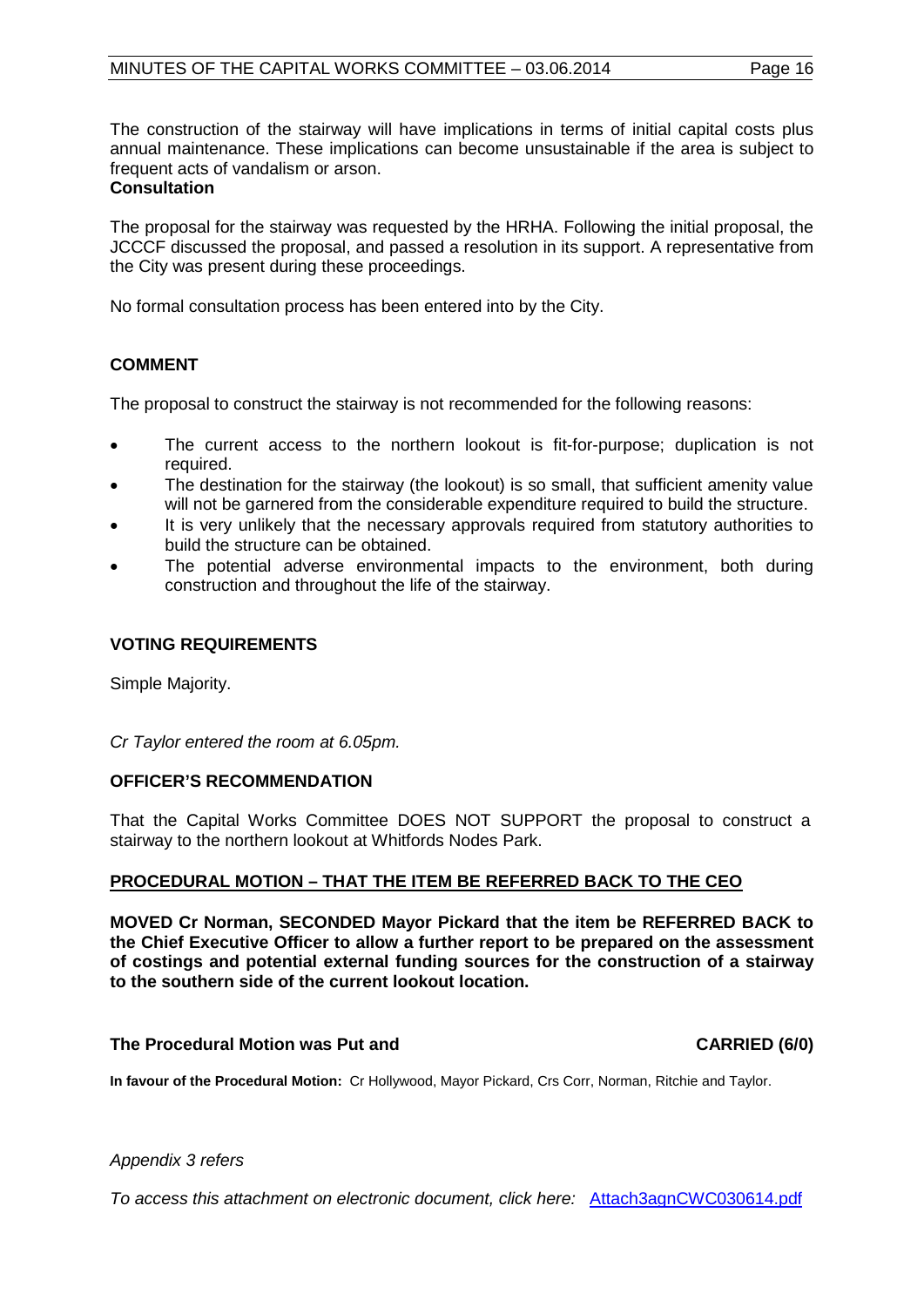The construction of the stairway will have implications in terms of initial capital costs plus annual maintenance. These implications can become unsustainable if the area is subject to frequent acts of vandalism or arson.

**Consultation**

The proposal for the stairway was requested by the HRHA. Following the initial proposal, the JCCCF discussed the proposal, and passed a resolution in its support. A representative from the City was present during these proceedings.

No formal consultation process has been entered into by the City.

## COMMENT

The proposal to construct the stairway is not recommended for the following reasons:

- The current access to the northern lookout is fit-for-purpose; duplication is not required.
- The destination for the stairway (the lookout) is so small, that sufficient amenity value will not be garnered from the considerable expenditure required to build the structure.
- It is very unlikely that the necessary approvals required from statutory authorities to build the structure can be obtained.
- The potential adverse environmental impacts to the environment, both during construction and throughout the life of the stairway.

## VOTING REQUIREMENTS

Simple Majority.

*Cr Taylor entered the room at 6.05pm.*

## OFFICER'S RECOMMENDATION

That the Capital Works Committee DOES NOT SUPPORT the proposal to construct a stairway to the northern lookout at Whitfords Nodes Park.

## PROCEDURAL MOTION – THAT THE ITEM BE REFERRED BACK TO THE CEO

**MOVED Cr Norman, SECONDED Mayor Pickard that the item be REFERRED BACK to the Chief Executive Officer to allow a further report to be prepared on the assessment of costings and potential external funding sources for the construction of a stairway to the southern side of the current lookout location.**

**The Procedural Motion was Put and CARRIED (6/0)**

**In favour of the Procedural Motion:** Cr Hollywood, Mayor Pickard, Crs Corr, Norman, Ritchie and Taylor.

*Appendix 3 refers*

*To access this attachment on electronic document, click here:* Attach3agnCWC030614.pdf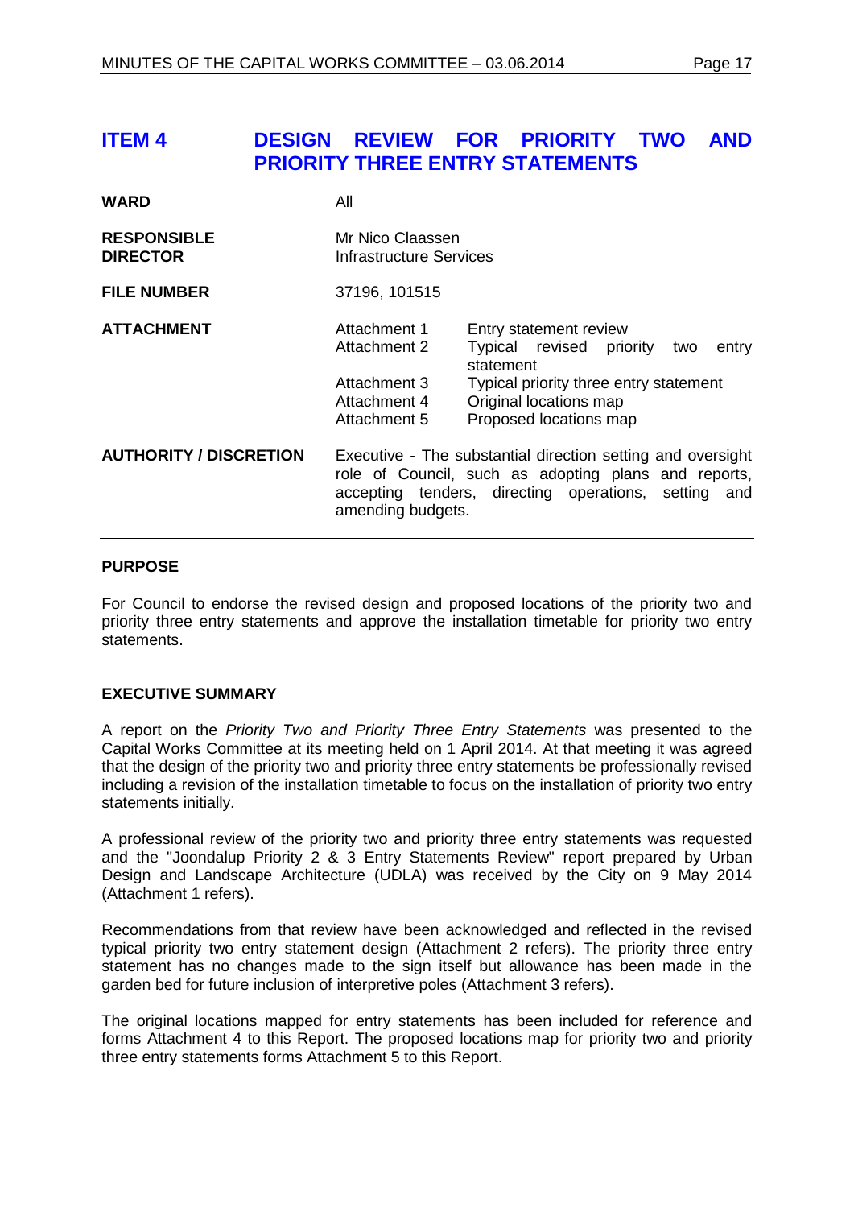## ITEM 4 DESIGN REVIEW FOR PRIORITY TWO AND PRIORITY THREE ENTRY STATEMENTS

| | | |
|---|---|---|
| **WARD** | All | |
| **RESPONSIBLE DIRECTOR** | Mr Nico Claassen<br>Infrastructure Services | |
| **FILE NUMBER** | 37196, 101515 | |
| **ATTACHMENT** | Attachment 1 | Entry statement review |
| | Attachment 2 | Typical revised priority two entry statement |
| | Attachment 3 | Typical priority three entry statement |
| | Attachment 4 | Original locations map |
| | Attachment 5 | Proposed locations map |
| **AUTHORITY / DISCRETION** | Executive - The substantial direction setting and oversight role of Council, such as adopting plans and reports, accepting tenders, directing operations, setting and amending budgets. | |

### PURPOSE

For Council to endorse the revised design and proposed locations of the priority two and priority three entry statements and approve the installation timetable for priority two entry statements.

### EXECUTIVE SUMMARY

A report on the *Priority Two and Priority Three Entry Statements* was presented to the Capital Works Committee at its meeting held on 1 April 2014. At that meeting it was agreed that the design of the priority two and priority three entry statements be professionally revised including a revision of the installation timetable to focus on the installation of priority two entry statements initially.

A professional review of the priority two and priority three entry statements was requested and the "Joondalup Priority 2 & 3 Entry Statements Review" report prepared by Urban Design and Landscape Architecture (UDLA) was received by the City on 9 May 2014 (Attachment 1 refers).

Recommendations from that review have been acknowledged and reflected in the revised typical priority two entry statement design (Attachment 2 refers). The priority three entry statement has no changes made to the sign itself but allowance has been made in the garden bed for future inclusion of interpretive poles (Attachment 3 refers).

The original locations mapped for entry statements has been included for reference and forms Attachment 4 to this Report. The proposed locations map for priority two and priority three entry statements forms Attachment 5 to this Report.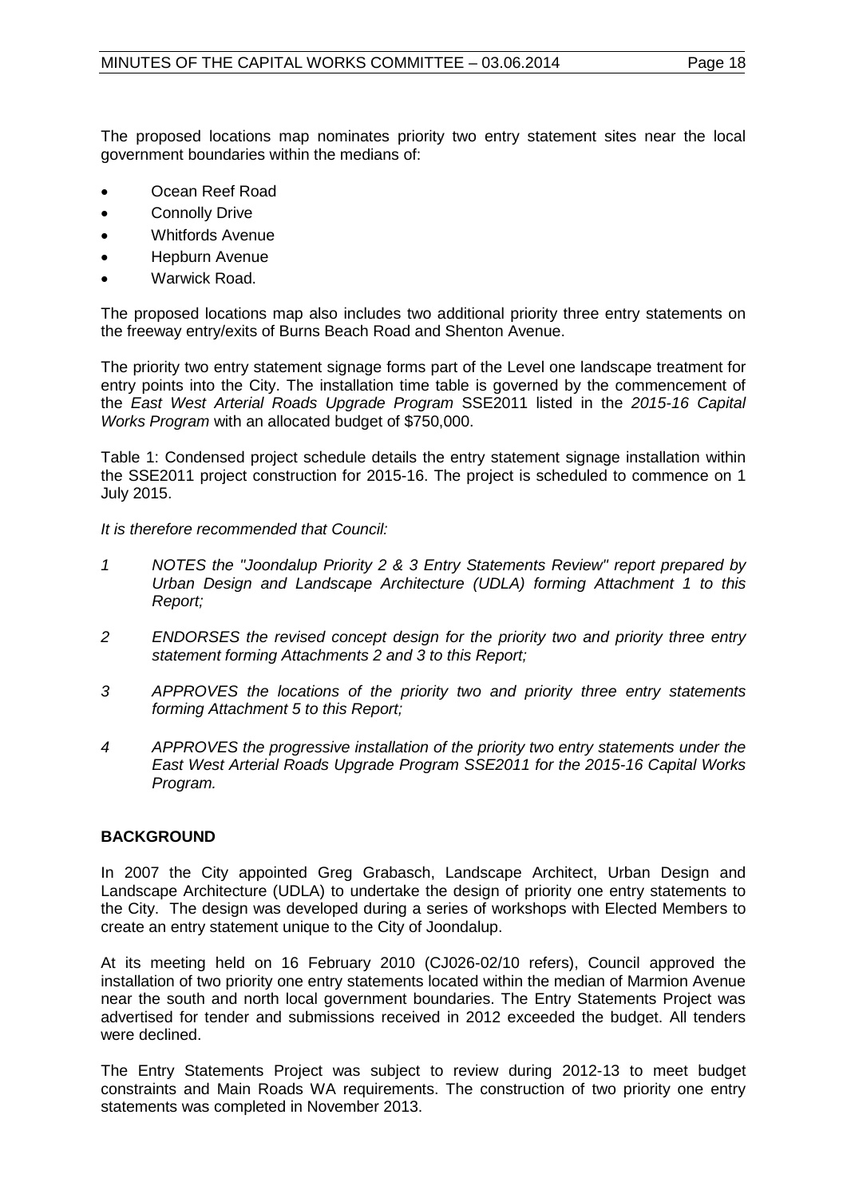The proposed locations map nominates priority two entry statement sites near the local government boundaries within the medians of:

- Ocean Reef Road
- Connolly Drive
- Whitfords Avenue
- Hepburn Avenue
- Warwick Road.

The proposed locations map also includes two additional priority three entry statements on the freeway entry/exits of Burns Beach Road and Shenton Avenue.

The priority two entry statement signage forms part of the Level one landscape treatment for entry points into the City. The installation time table is governed by the commencement of the *East West Arterial Roads Upgrade Program* SSE2011 listed in the *2015-16 Capital Works Program* with an allocated budget of $750,000.

Table 1: Condensed project schedule details the entry statement signage installation within the SSE2011 project construction for 2015-16. The project is scheduled to commence on 1 July 2015.

*It is therefore recommended that Council:*

*1 NOTES the "Joondalup Priority 2 & 3 Entry Statements Review" report prepared by Urban Design and Landscape Architecture (UDLA) forming Attachment 1 to this Report;*

*2 ENDORSES the revised concept design for the priority two and priority three entry statement forming Attachments 2 and 3 to this Report;*

*3 APPROVES the locations of the priority two and priority three entry statements forming Attachment 5 to this Report;*

*4 APPROVES the progressive installation of the priority two entry statements under the East West Arterial Roads Upgrade Program SSE2011 for the 2015-16 Capital Works Program.*

## BACKGROUND

In 2007 the City appointed Greg Grabasch, Landscape Architect, Urban Design and Landscape Architecture (UDLA) to undertake the design of priority one entry statements to the City. The design was developed during a series of workshops with Elected Members to create an entry statement unique to the City of Joondalup.

At its meeting held on 16 February 2010 (CJ026-02/10 refers), Council approved the installation of two priority one entry statements located within the median of Marmion Avenue near the south and north local government boundaries. The Entry Statements Project was advertised for tender and submissions received in 2012 exceeded the budget. All tenders were declined.

The Entry Statements Project was subject to review during 2012-13 to meet budget constraints and Main Roads WA requirements. The construction of two priority one entry statements was completed in November 2013.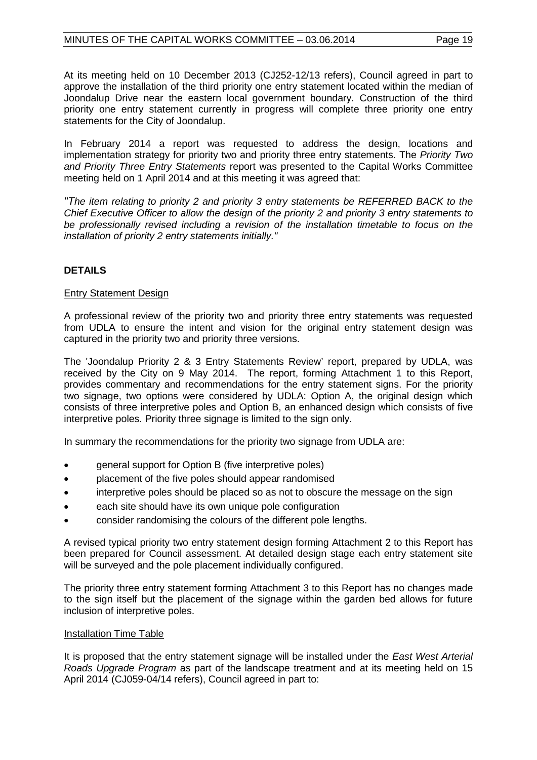At its meeting held on 10 December 2013 (CJ252-12/13 refers), Council agreed in part to approve the installation of the third priority one entry statement located within the median of Joondalup Drive near the eastern local government boundary. Construction of the third priority one entry statement currently in progress will complete three priority one entry statements for the City of Joondalup.

In February 2014 a report was requested to address the design, locations and implementation strategy for priority two and priority three entry statements. The *Priority Two and Priority Three Entry Statements* report was presented to the Capital Works Committee meeting held on 1 April 2014 and at this meeting it was agreed that:

*"The item relating to priority 2 and priority 3 entry statements be REFERRED BACK to the Chief Executive Officer to allow the design of the priority 2 and priority 3 entry statements to be professionally revised including a revision of the installation timetable to focus on the installation of priority 2 entry statements initially."*

## DETAILS

### Entry Statement Design

A professional review of the priority two and priority three entry statements was requested from UDLA to ensure the intent and vision for the original entry statement design was captured in the priority two and priority three versions.

The 'Joondalup Priority 2 & 3 Entry Statements Review' report, prepared by UDLA, was received by the City on 9 May 2014. The report, forming Attachment 1 to this Report, provides commentary and recommendations for the entry statement signs. For the priority two signage, two options were considered by UDLA: Option A, the original design which consists of three interpretive poles and Option B, an enhanced design which consists of five interpretive poles. Priority three signage is limited to the sign only.

In summary the recommendations for the priority two signage from UDLA are:

- general support for Option B (five interpretive poles)
- placement of the five poles should appear randomised
- interpretive poles should be placed so as not to obscure the message on the sign
- each site should have its own unique pole configuration
- consider randomising the colours of the different pole lengths.

A revised typical priority two entry statement design forming Attachment 2 to this Report has been prepared for Council assessment. At detailed design stage each entry statement site will be surveyed and the pole placement individually configured.

The priority three entry statement forming Attachment 3 to this Report has no changes made to the sign itself but the placement of the signage within the garden bed allows for future inclusion of interpretive poles.

### Installation Time Table

It is proposed that the entry statement signage will be installed under the *East West Arterial Roads Upgrade Program* as part of the landscape treatment and at its meeting held on 15 April 2014 (CJ059-04/14 refers), Council agreed in part to: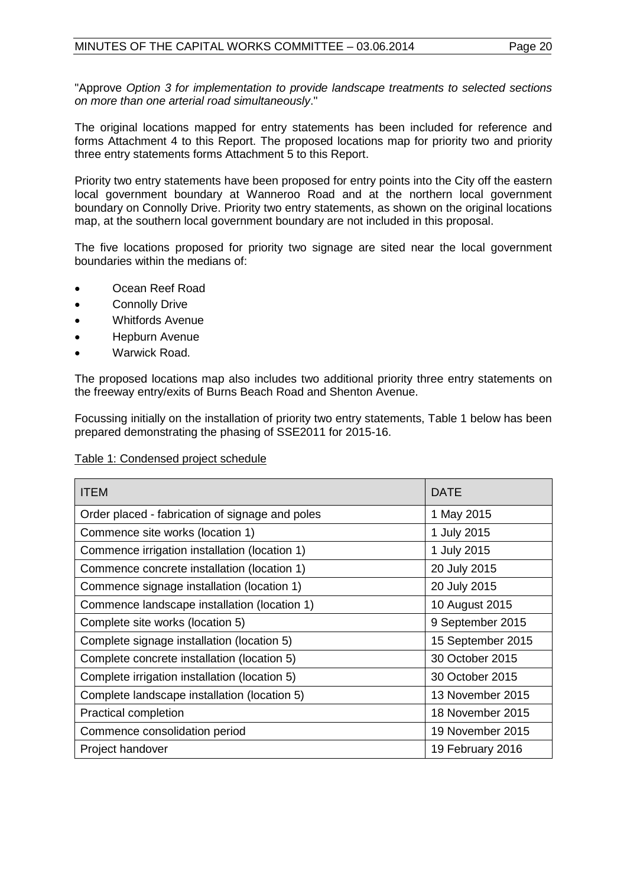"Approve *Option 3 for implementation to provide landscape treatments to selected sections on more than one arterial road simultaneously*."

The original locations mapped for entry statements has been included for reference and forms Attachment 4 to this Report. The proposed locations map for priority two and priority three entry statements forms Attachment 5 to this Report.

Priority two entry statements have been proposed for entry points into the City off the eastern local government boundary at Wanneroo Road and at the northern local government boundary on Connolly Drive. Priority two entry statements, as shown on the original locations map, at the southern local government boundary are not included in this proposal.

The five locations proposed for priority two signage are sited near the local government boundaries within the medians of:

- Ocean Reef Road
- Connolly Drive
- Whitfords Avenue
- Hepburn Avenue
- Warwick Road.

The proposed locations map also includes two additional priority three entry statements on the freeway entry/exits of Burns Beach Road and Shenton Avenue.

Focussing initially on the installation of priority two entry statements, Table 1 below has been prepared demonstrating the phasing of SSE2011 for 2015-16.

Table 1: Condensed project schedule

| ITEM | DATE |
|---|---|
| Order placed - fabrication of signage and poles | 1 May 2015 |
| Commence site works (location 1) | 1 July 2015 |
| Commence irrigation installation (location 1) | 1 July 2015 |
| Commence concrete installation (location 1) | 20 July 2015 |
| Commence signage installation (location 1) | 20 July 2015 |
| Commence landscape installation (location 1) | 10 August 2015 |
| Complete site works (location 5) | 9 September 2015 |
| Complete signage installation (location 5) | 15 September 2015 |
| Complete concrete installation (location 5) | 30 October 2015 |
| Complete irrigation installation (location 5) | 30 October 2015 |
| Complete landscape installation (location 5) | 13 November 2015 |
| Practical completion | 18 November 2015 |
| Commence consolidation period | 19 November 2015 |
| Project handover | 19 February 2016 |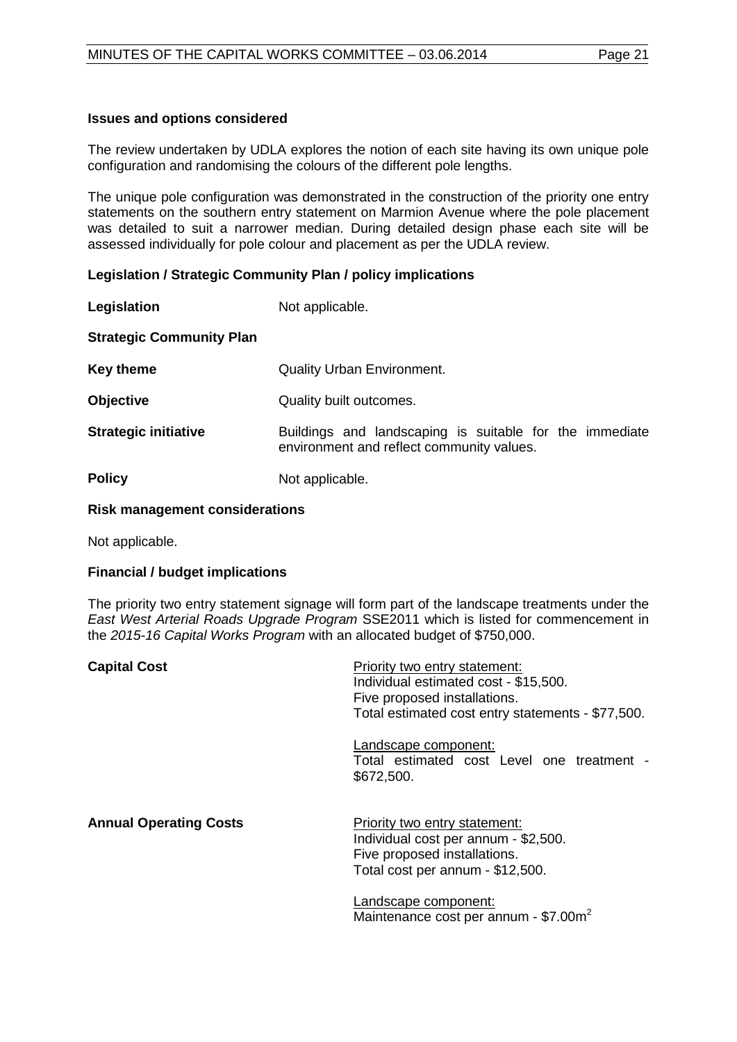**Issues and options considered**

The review undertaken by UDLA explores the notion of each site having its own unique pole configuration and randomising the colours of the different pole lengths.

The unique pole configuration was demonstrated in the construction of the priority one entry statements on the southern entry statement on Marmion Avenue where the pole placement was detailed to suit a narrower median. During detailed design phase each site will be assessed individually for pole colour and placement as per the UDLA review.

**Legislation / Strategic Community Plan / policy implications**

**Legislation** Not applicable.

**Strategic Community Plan**

**Key theme** Quality Urban Environment.

**Objective** Quality built outcomes.

**Strategic initiative** Buildings and landscaping is suitable for the immediate environment and reflect community values.

**Policy** Not applicable.

**Risk management considerations**

Not applicable.

**Financial / budget implications**

The priority two entry statement signage will form part of the landscape treatments under the *East West Arterial Roads Upgrade Program* SSE2011 which is listed for commencement in the *2015-16 Capital Works Program* with an allocated budget of $750,000.

**Capital Cost**

Priority two entry statement:
Individual estimated cost - $15,500.
Five proposed installations.
Total estimated cost entry statements - $77,500.

Landscape component:
Total estimated cost Level one treatment - $672,500.

**Annual Operating Costs**

Priority two entry statement:
Individual cost per annum - $2,500.
Five proposed installations.
Total cost per annum - $12,500.

Landscape component:
Maintenance cost per annum - $7.00m$^2$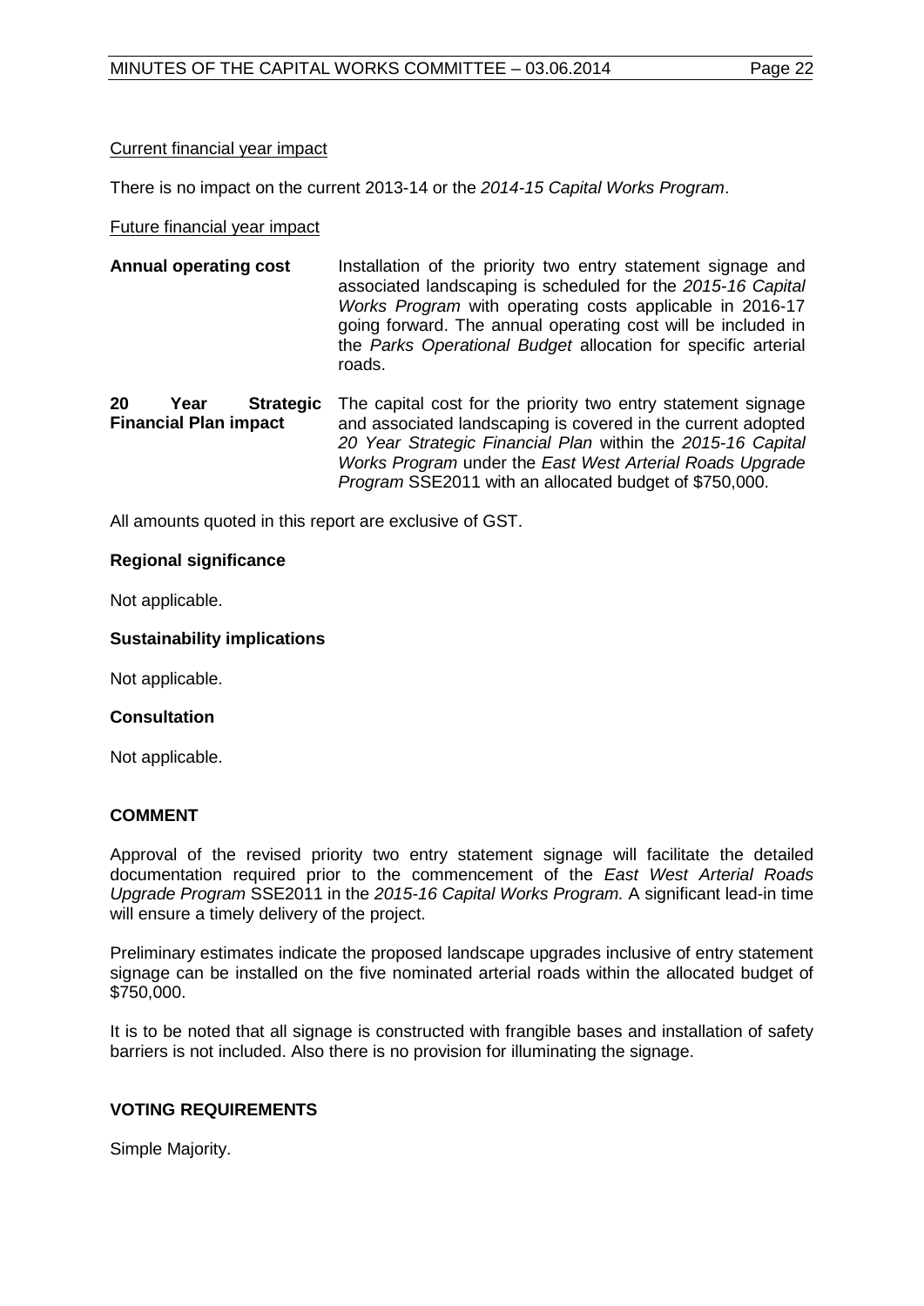Current financial year impact

There is no impact on the current 2013-14 or the *2014-15 Capital Works Program*.

Future financial year impact

| | |
|---|---|
| **Annual operating cost** | Installation of the priority two entry statement signage and associated landscaping is scheduled for the *2015-16 Capital Works Program* with operating costs applicable in 2016-17 going forward. The annual operating cost will be included in the *Parks Operational Budget* allocation for specific arterial roads. |
| **20 Year Strategic Financial Plan impact** | The capital cost for the priority two entry statement signage and associated landscaping is covered in the current adopted *20 Year Strategic Financial Plan* within the *2015-16 Capital Works Program* under the *East West Arterial Roads Upgrade Program* SSE2011 with an allocated budget of $750,000. |

All amounts quoted in this report are exclusive of GST.

**Regional significance**

Not applicable.

**Sustainability implications**

Not applicable.

**Consultation**

Not applicable.

**COMMENT**

Approval of the revised priority two entry statement signage will facilitate the detailed documentation required prior to the commencement of the *East West Arterial Roads Upgrade Program* SSE2011 in the *2015-16 Capital Works Program.* A significant lead-in time will ensure a timely delivery of the project.

Preliminary estimates indicate the proposed landscape upgrades inclusive of entry statement signage can be installed on the five nominated arterial roads within the allocated budget of $750,000.

It is to be noted that all signage is constructed with frangible bases and installation of safety barriers is not included. Also there is no provision for illuminating the signage.

**VOTING REQUIREMENTS**

Simple Majority.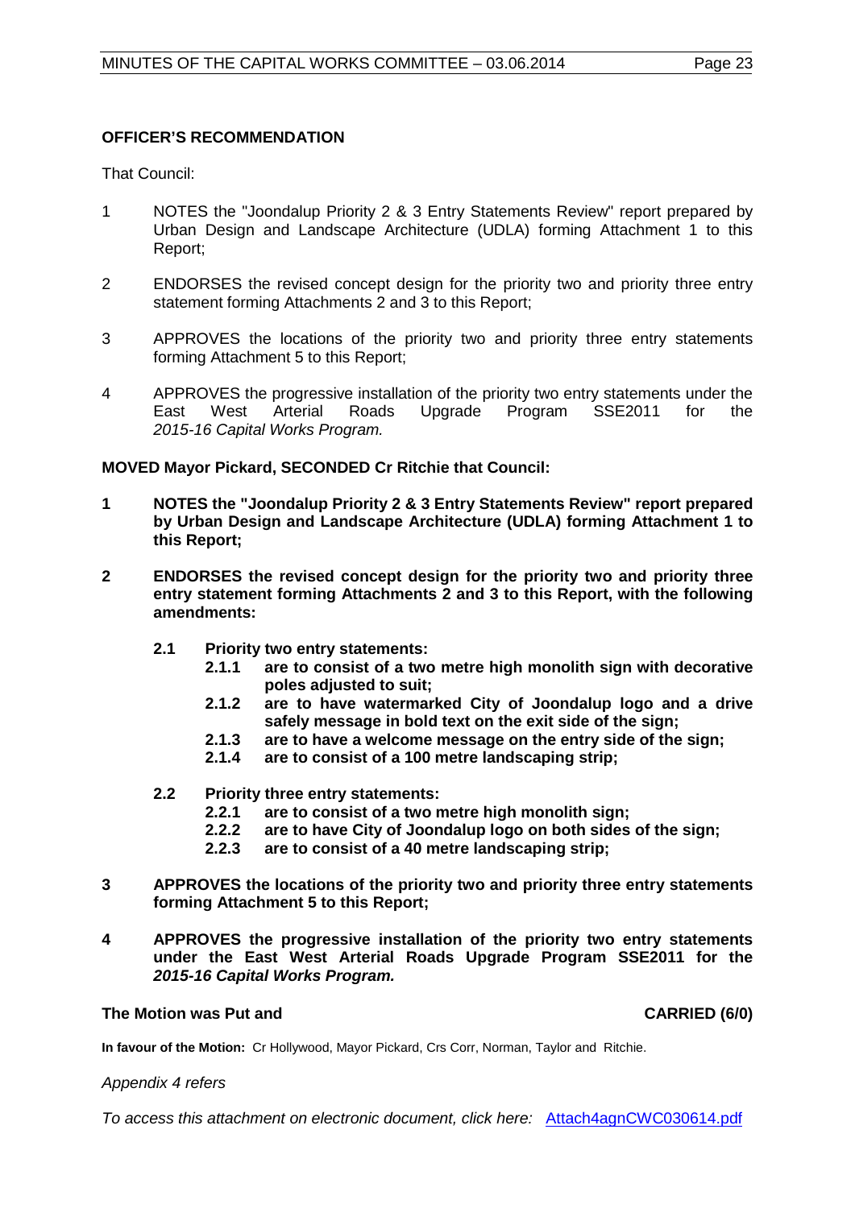**OFFICER'S RECOMMENDATION**

That Council:

1. NOTES the "Joondalup Priority 2 & 3 Entry Statements Review" report prepared by Urban Design and Landscape Architecture (UDLA) forming Attachment 1 to this Report;

2. ENDORSES the revised concept design for the priority two and priority three entry statement forming Attachments 2 and 3 to this Report;

3. APPROVES the locations of the priority two and priority three entry statements forming Attachment 5 to this Report;

4. APPROVES the progressive installation of the priority two entry statements under the East West Arterial Roads Upgrade Program SSE2011 for the *2015-16 Capital Works Program.*

**MOVED Mayor Pickard, SECONDED Cr Ritchie that Council:**

**1 NOTES the "Joondalup Priority 2 & 3 Entry Statements Review" report prepared by Urban Design and Landscape Architecture (UDLA) forming Attachment 1 to this Report;**

**2 ENDORSES the revised concept design for the priority two and priority three entry statement forming Attachments 2 and 3 to this Report, with the following amendments:**

**2.1 Priority two entry statements:**

**2.1.1 are to consist of a two metre high monolith sign with decorative poles adjusted to suit;**

**2.1.2 are to have watermarked City of Joondalup logo and a drive safely message in bold text on the exit side of the sign;**

**2.1.3 are to have a welcome message on the entry side of the sign;**

**2.1.4 are to consist of a 100 metre landscaping strip;**

**2.2 Priority three entry statements:**

**2.2.1 are to consist of a two metre high monolith sign;**

**2.2.2 are to have City of Joondalup logo on both sides of the sign;**

**2.2.3 are to consist of a 40 metre landscaping strip;**

**3 APPROVES the locations of the priority two and priority three entry statements forming Attachment 5 to this Report;**

**4 APPROVES the progressive installation of the priority two entry statements under the East West Arterial Roads Upgrade Program SSE2011 for the *2015-16 Capital Works Program.***

**The Motion was Put and CARRIED (6/0)**

**In favour of the Motion:** Cr Hollywood, Mayor Pickard, Crs Corr, Norman, Taylor and Ritchie.

*Appendix 4 refers*

*To access this attachment on electronic document, click here:* Attach4agnCWC030614.pdf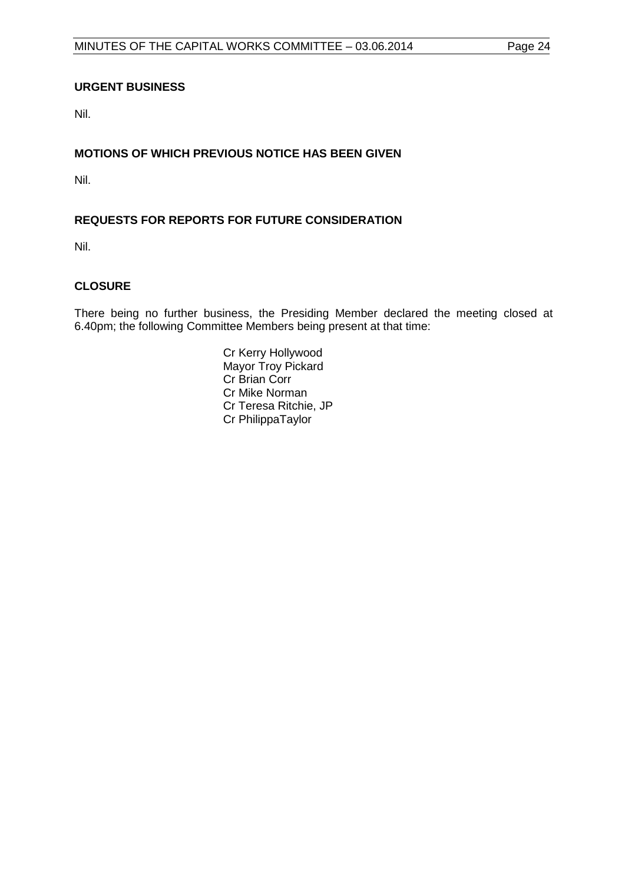## URGENT BUSINESS

Nil.

## MOTIONS OF WHICH PREVIOUS NOTICE HAS BEEN GIVEN

Nil.

## REQUESTS FOR REPORTS FOR FUTURE CONSIDERATION

Nil.

## CLOSURE

There being no further business, the Presiding Member declared the meeting closed at 6.40pm; the following Committee Members being present at that time:

Cr Kerry Hollywood
Mayor Troy Pickard
Cr Brian Corr
Cr Mike Norman
Cr Teresa Ritchie, JP
Cr PhilippaTaylor